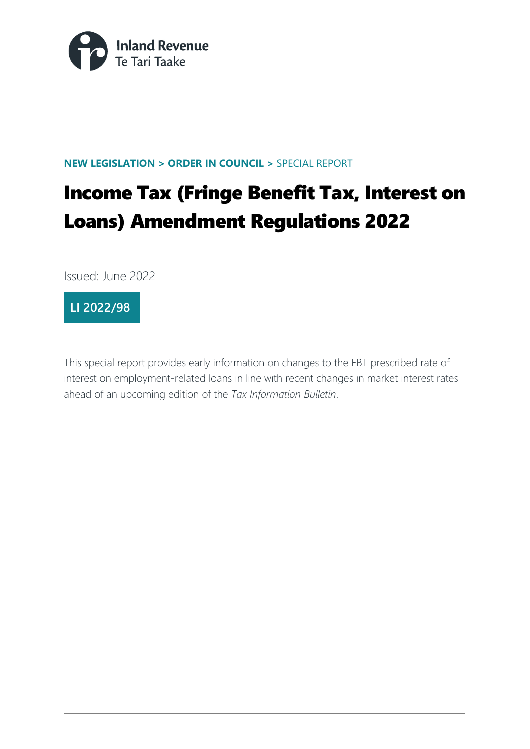Inland Revenue
Te Tari Taake

**NEW LEGISLATION > ORDER IN COUNCIL >** SPECIAL REPORT

# Income Tax (Fringe Benefit Tax, Interest on Loans) Amendment Regulations 2022

Issued: June 2022

**LI 2022/98**

This special report provides early information on changes to the FBT prescribed rate of interest on employment-related loans in line with recent changes in market interest rates ahead of an upcoming edition of the *Tax Information Bulletin*.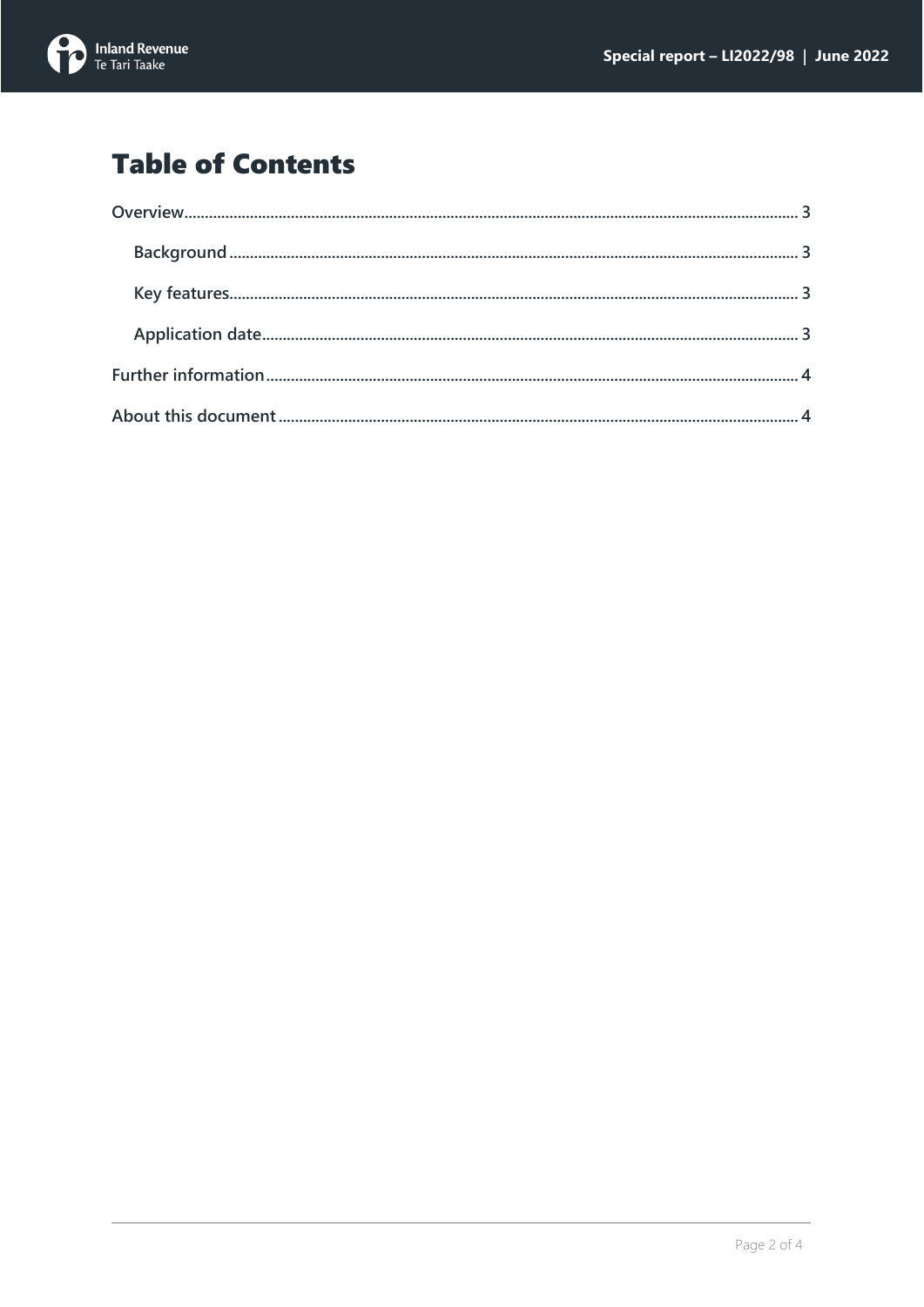# Table of Contents

- Overview ..... 3
  - Background ..... 3
  - Key features ..... 3
  - Application date ..... 3
- Further information ..... 4
- About this document ..... 4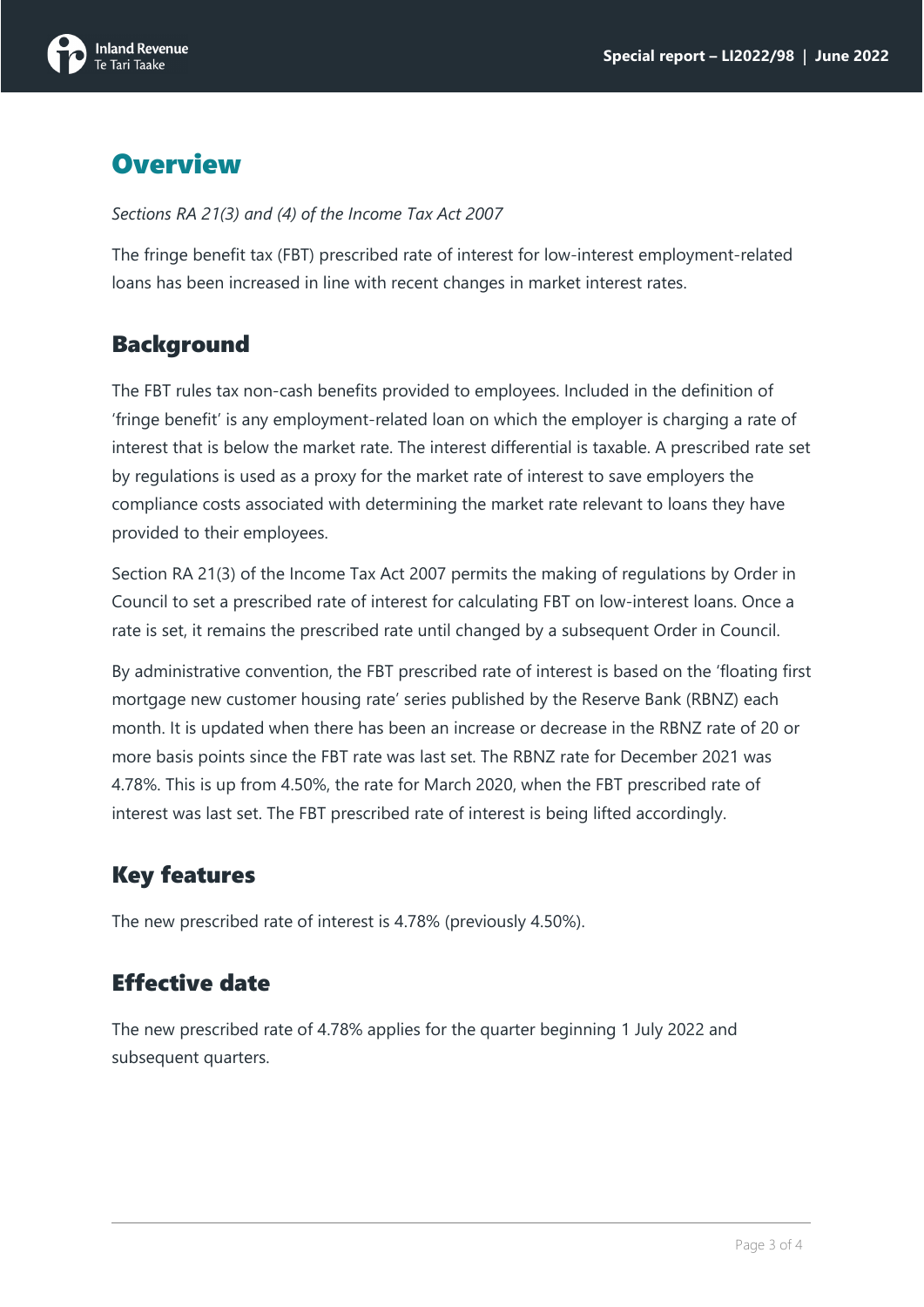# Overview

*Sections RA 21(3) and (4) of the Income Tax Act 2007*

The fringe benefit tax (FBT) prescribed rate of interest for low-interest employment-related loans has been increased in line with recent changes in market interest rates.

## Background

The FBT rules tax non-cash benefits provided to employees. Included in the definition of 'fringe benefit' is any employment-related loan on which the employer is charging a rate of interest that is below the market rate. The interest differential is taxable. A prescribed rate set by regulations is used as a proxy for the market rate of interest to save employers the compliance costs associated with determining the market rate relevant to loans they have provided to their employees.

Section RA 21(3) of the Income Tax Act 2007 permits the making of regulations by Order in Council to set a prescribed rate of interest for calculating FBT on low-interest loans. Once a rate is set, it remains the prescribed rate until changed by a subsequent Order in Council.

By administrative convention, the FBT prescribed rate of interest is based on the 'floating first mortgage new customer housing rate' series published by the Reserve Bank (RBNZ) each month. It is updated when there has been an increase or decrease in the RBNZ rate of 20 or more basis points since the FBT rate was last set. The RBNZ rate for December 2021 was 4.78%. This is up from 4.50%, the rate for March 2020, when the FBT prescribed rate of interest was last set. The FBT prescribed rate of interest is being lifted accordingly.

## Key features

The new prescribed rate of interest is 4.78% (previously 4.50%).

## Effective date

The new prescribed rate of 4.78% applies for the quarter beginning 1 July 2022 and subsequent quarters.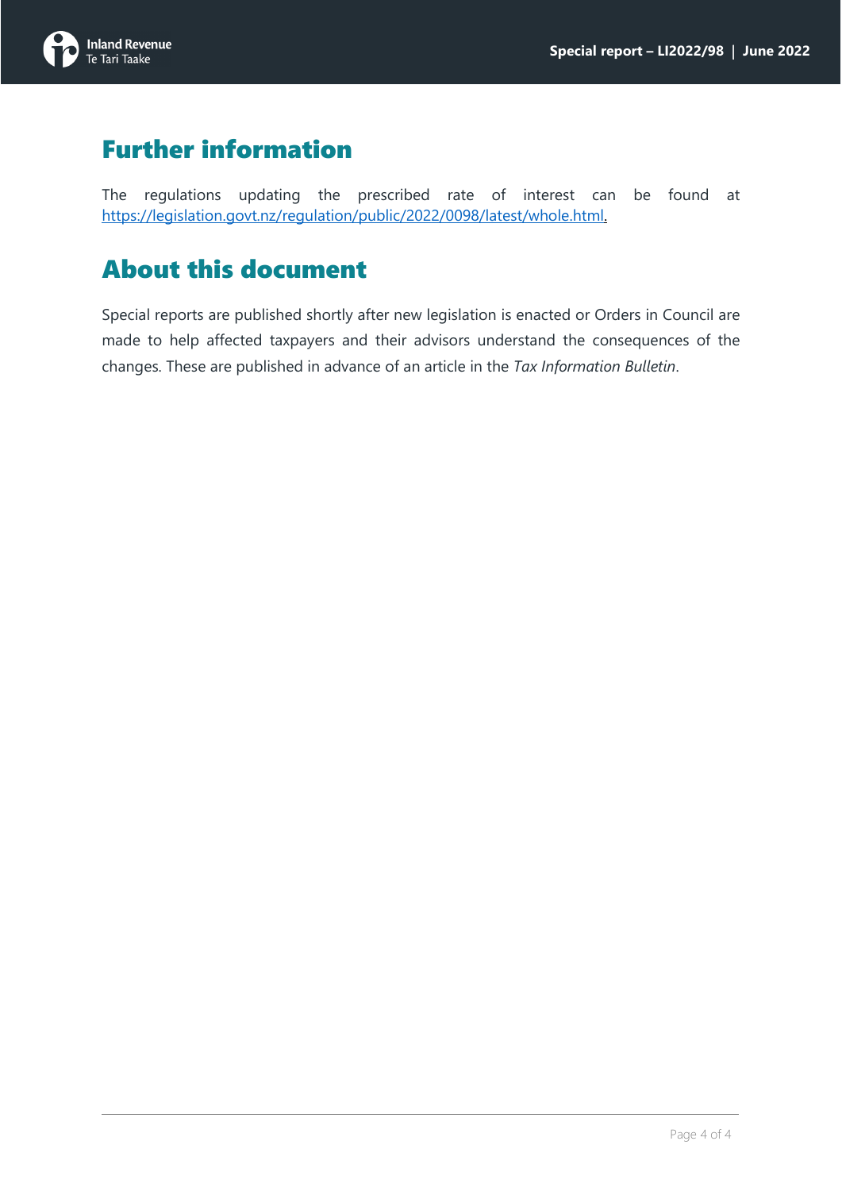## Further information

The regulations updating the prescribed rate of interest can be found at https://legislation.govt.nz/regulation/public/2022/0098/latest/whole.html.

## About this document

Special reports are published shortly after new legislation is enacted or Orders in Council are made to help affected taxpayers and their advisors understand the consequences of the changes. These are published in advance of an article in the *Tax Information Bulletin*.